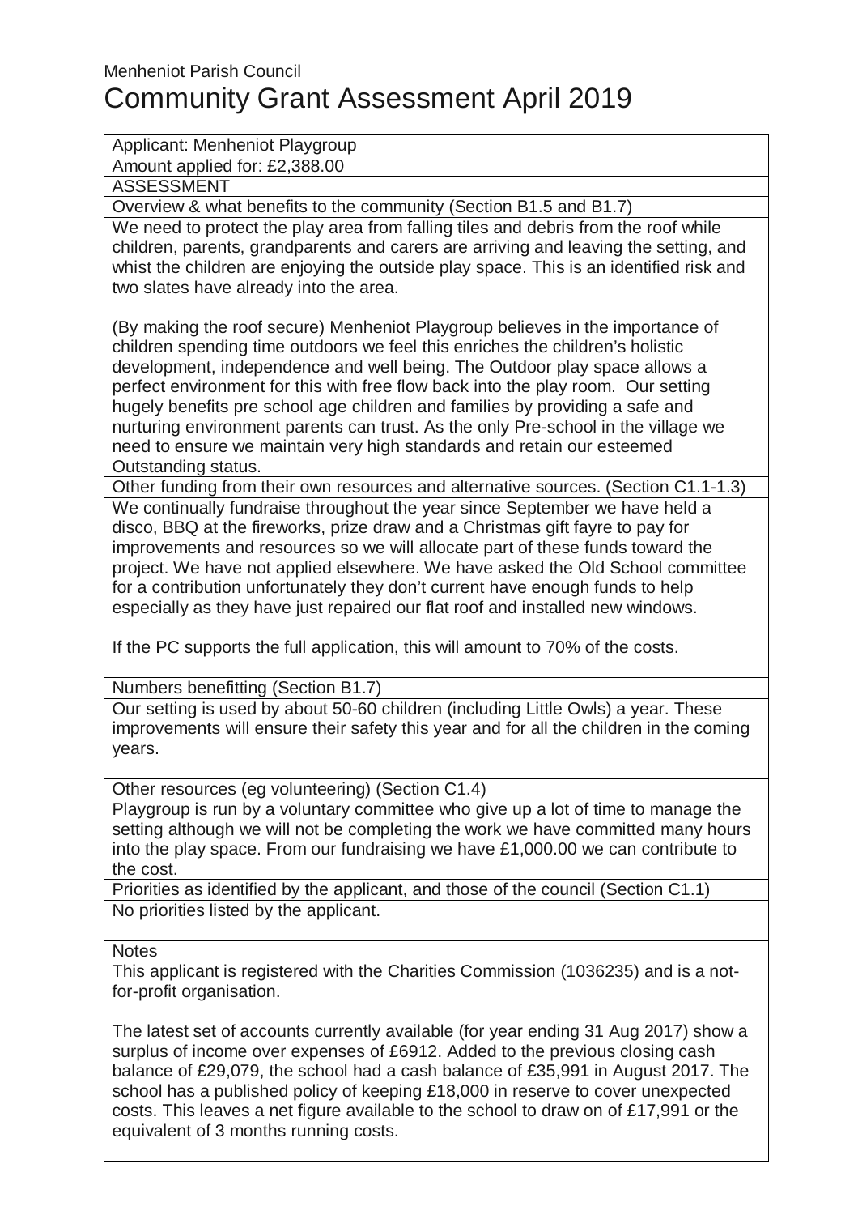Menheniot Parish Council

# Community Grant Assessment April 2019

Applicant: Menheniot Playgroup

Amount applied for: £2,388.00

ASSESSMENT

**Overview & what benefits to the community (Section B1.5 and B1.7)**

We need to protect the play area from falling tiles and debris from the roof while children, parents, grandparents and carers are arriving and leaving the setting, and whist the children are enjoying the outside play space. This is an identified risk and two slates have already into the area.

(By making the roof secure) Menheniot Playgroup believes in the importance of children spending time outdoors we feel this enriches the children's holistic development, independence and well being. The Outdoor play space allows a perfect environment for this with free flow back into the play room. Our setting hugely benefits pre school age children and families by providing a safe and nurturing environment parents can trust. As the only Pre-school in the village we need to ensure we maintain very high standards and retain our esteemed Outstanding status.

**Other funding from their own resources and alternative sources. (Section C1.1-1.3)**

We continually fundraise throughout the year since September we have held a disco, BBQ at the fireworks, prize draw and a Christmas gift fayre to pay for improvements and resources so we will allocate part of these funds toward the project. We have not applied elsewhere. We have asked the Old School committee for a contribution unfortunately they don't current have enough funds to help especially as they have just repaired our flat roof and installed new windows.

If the PC supports the full application, this will amount to 70% of the costs.

**Numbers benefitting (Section B1.7)**

Our setting is used by about 50-60 children (including Little Owls) a year. These improvements will ensure their safety this year and for all the children in the coming years.

**Other resources (eg volunteering) (Section C1.4)**

Playgroup is run by a voluntary committee who give up a lot of time to manage the setting although we will not be completing the work we have committed many hours into the play space. From our fundraising we have £1,000.00 we can contribute to the cost.

**Priorities as identified by the applicant, and those of the council (Section C1.1)**

No priorities listed by the applicant.

**Notes**

This applicant is registered with the Charities Commission (1036235) and is a not-for-profit organisation.

The latest set of accounts currently available (for year ending 31 Aug 2017) show a surplus of income over expenses of £6912. Added to the previous closing cash balance of £29,079, the school had a cash balance of £35,991 in August 2017. The school has a published policy of keeping £18,000 in reserve to cover unexpected costs. This leaves a net figure available to the school to draw on of £17,991 or the equivalent of 3 months running costs.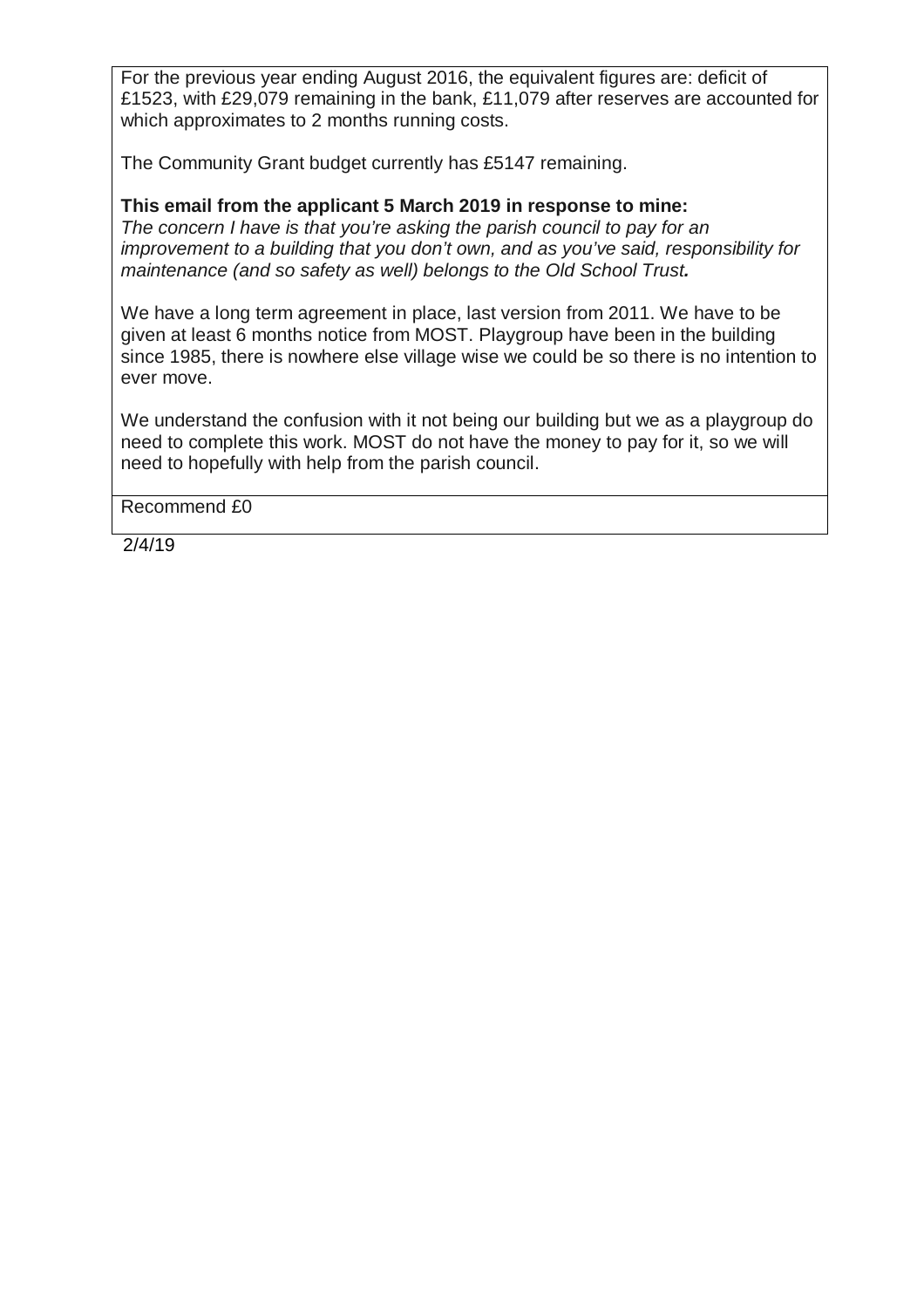For the previous year ending August 2016, the equivalent figures are: deficit of £1523, with £29,079 remaining in the bank, £11,079 after reserves are accounted for which approximates to 2 months running costs.

The Community Grant budget currently has £5147 remaining.

**This email from the applicant 5 March 2019 in response to mine:**
*The concern I have is that you're asking the parish council to pay for an improvement to a building that you don't own, and as you've said, responsibility for maintenance (and so safety as well) belongs to the Old School Trust.*

We have a long term agreement in place, last version from 2011. We have to be given at least 6 months notice from MOST. Playgroup have been in the building since 1985, there is nowhere else village wise we could be so there is no intention to ever move.

We understand the confusion with it not being our building but we as a playgroup do need to complete this work. MOST do not have the money to pay for it, so we will need to hopefully with help from the parish council.

Recommend £0

2/4/19